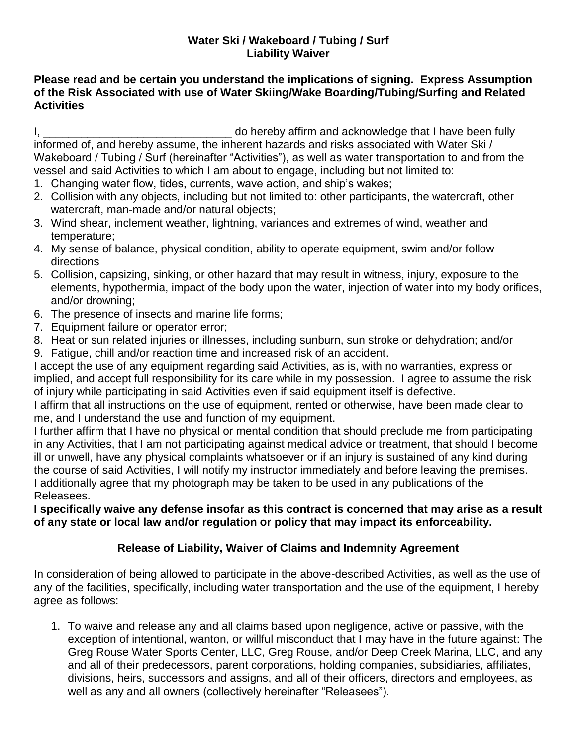**Water Ski / Wakeboard / Tubing / Surf**
**Liability Waiver**

**Please read and be certain you understand the implications of signing. Express Assumption of the Risk Associated with use of Water Skiing/Wake Boarding/Tubing/Surfing and Related Activities**

I, ______________________________ do hereby affirm and acknowledge that I have been fully informed of, and hereby assume, the inherent hazards and risks associated with Water Ski / Wakeboard / Tubing / Surf (hereinafter "Activities"), as well as water transportation to and from the vessel and said Activities to which I am about to engage, including but not limited to:

1. Changing water flow, tides, currents, wave action, and ship's wakes;
2. Collision with any objects, including but not limited to: other participants, the watercraft, other watercraft, man-made and/or natural objects;
3. Wind shear, inclement weather, lightning, variances and extremes of wind, weather and temperature;
4. My sense of balance, physical condition, ability to operate equipment, swim and/or follow directions
5. Collision, capsizing, sinking, or other hazard that may result in witness, injury, exposure to the elements, hypothermia, impact of the body upon the water, injection of water into my body orifices, and/or drowning;
6. The presence of insects and marine life forms;
7. Equipment failure or operator error;
8. Heat or sun related injuries or illnesses, including sunburn, sun stroke or dehydration; and/or
9. Fatigue, chill and/or reaction time and increased risk of an accident.

I accept the use of any equipment regarding said Activities, as is, with no warranties, express or implied, and accept full responsibility for its care while in my possession. I agree to assume the risk of injury while participating in said Activities even if said equipment itself is defective.

I affirm that all instructions on the use of equipment, rented or otherwise, have been made clear to me, and I understand the use and function of my equipment.

I further affirm that I have no physical or mental condition that should preclude me from participating in any Activities, that I am not participating against medical advice or treatment, that should I become ill or unwell, have any physical complaints whatsoever or if an injury is sustained of any kind during the course of said Activities, I will notify my instructor immediately and before leaving the premises.

I additionally agree that my photograph may be taken to be used in any publications of the Releasees.

**I specifically waive any defense insofar as this contract is concerned that may arise as a result of any state or local law and/or regulation or policy that may impact its enforceability.**

## Release of Liability, Waiver of Claims and Indemnity Agreement

In consideration of being allowed to participate in the above-described Activities, as well as the use of any of the facilities, specifically, including water transportation and the use of the equipment, I hereby agree as follows:

1. To waive and release any and all claims based upon negligence, active or passive, with the exception of intentional, wanton, or willful misconduct that I may have in the future against: The Greg Rouse Water Sports Center, LLC, Greg Rouse, and/or Deep Creek Marina, LLC, and any and all of their predecessors, parent corporations, holding companies, subsidiaries, affiliates, divisions, heirs, successors and assigns, and all of their officers, directors and employees, as well as any and all owners (collectively hereinafter "Releasees").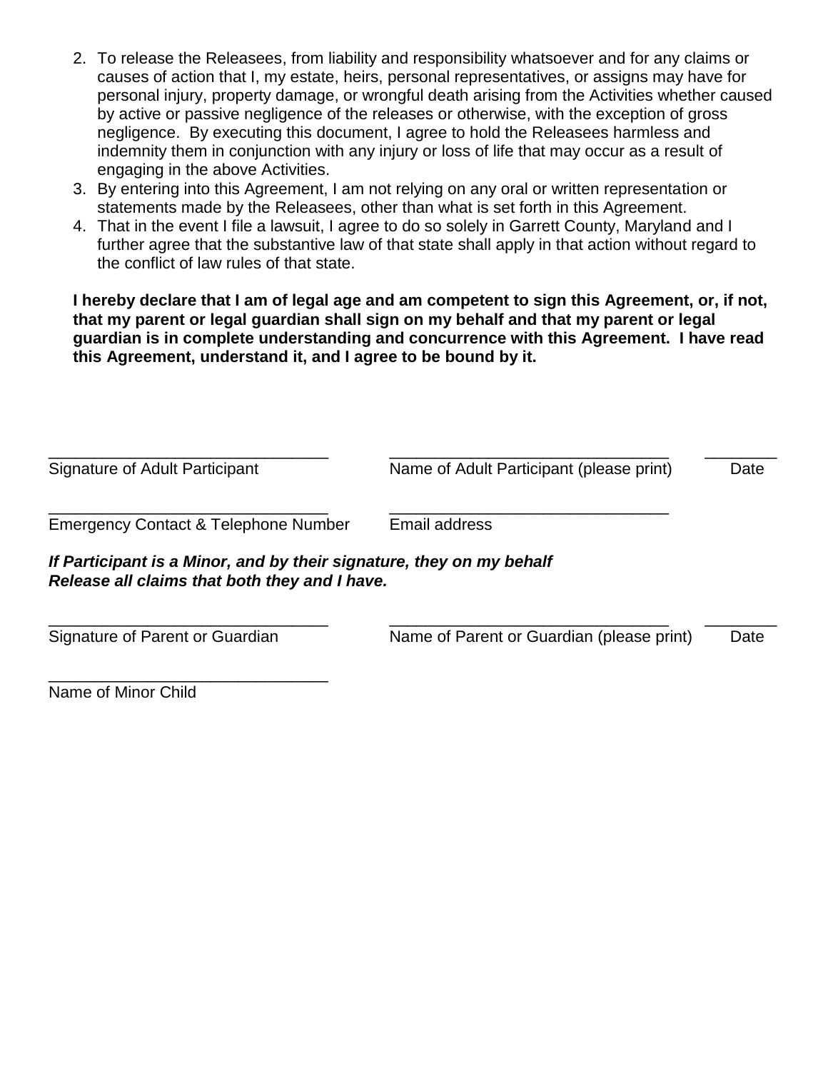2. To release the Releasees, from liability and responsibility whatsoever and for any claims or causes of action that I, my estate, heirs, personal representatives, or assigns may have for personal injury, property damage, or wrongful death arising from the Activities whether caused by active or passive negligence of the releases or otherwise, with the exception of gross negligence. By executing this document, I agree to hold the Releasees harmless and indemnity them in conjunction with any injury or loss of life that may occur as a result of engaging in the above Activities.
3. By entering into this Agreement, I am not relying on any oral or written representation or statements made by the Releasees, other than what is set forth in this Agreement.
4. That in the event I file a lawsuit, I agree to do so solely in Garrett County, Maryland and I further agree that the substantive law of that state shall apply in that action without regard to the conflict of law rules of that state.

**I hereby declare that I am of legal age and am competent to sign this Agreement, or, if not, that my parent or legal guardian shall sign on my behalf and that my parent or legal guardian is in complete understanding and concurrence with this Agreement. I have read this Agreement, understand it, and I agree to be bound by it.**

\_\_\_\_\_\_\_\_\_\_\_\_\_\_\_\_\_\_\_\_\_\_\_\_\_\_\_\_\_\_\_\_ \_\_\_\_\_\_\_\_\_\_\_\_\_\_\_\_\_\_\_\_\_\_\_\_\_\_\_\_\_\_\_\_ \_\_\_\_\_\_\_\_

Signature of Adult Participant Name of Adult Participant (please print) Date

\_\_\_\_\_\_\_\_\_\_\_\_\_\_\_\_\_\_\_\_\_\_\_\_\_\_\_\_\_\_\_\_ \_\_\_\_\_\_\_\_\_\_\_\_\_\_\_\_\_\_\_\_\_\_\_\_\_\_\_\_\_\_\_\_

Emergency Contact & Telephone Number Email address

***If Participant is a Minor, and by their signature, they on my behalf Release all claims that both they and I have.***

\_\_\_\_\_\_\_\_\_\_\_\_\_\_\_\_\_\_\_\_\_\_\_\_\_\_\_\_\_\_\_\_ \_\_\_\_\_\_\_\_\_\_\_\_\_\_\_\_\_\_\_\_\_\_\_\_\_\_\_\_\_\_\_\_ \_\_\_\_\_\_\_\_

Signature of Parent or Guardian Name of Parent or Guardian (please print) Date

\_\_\_\_\_\_\_\_\_\_\_\_\_\_\_\_\_\_\_\_\_\_\_\_\_\_\_\_\_\_\_\_

Name of Minor Child